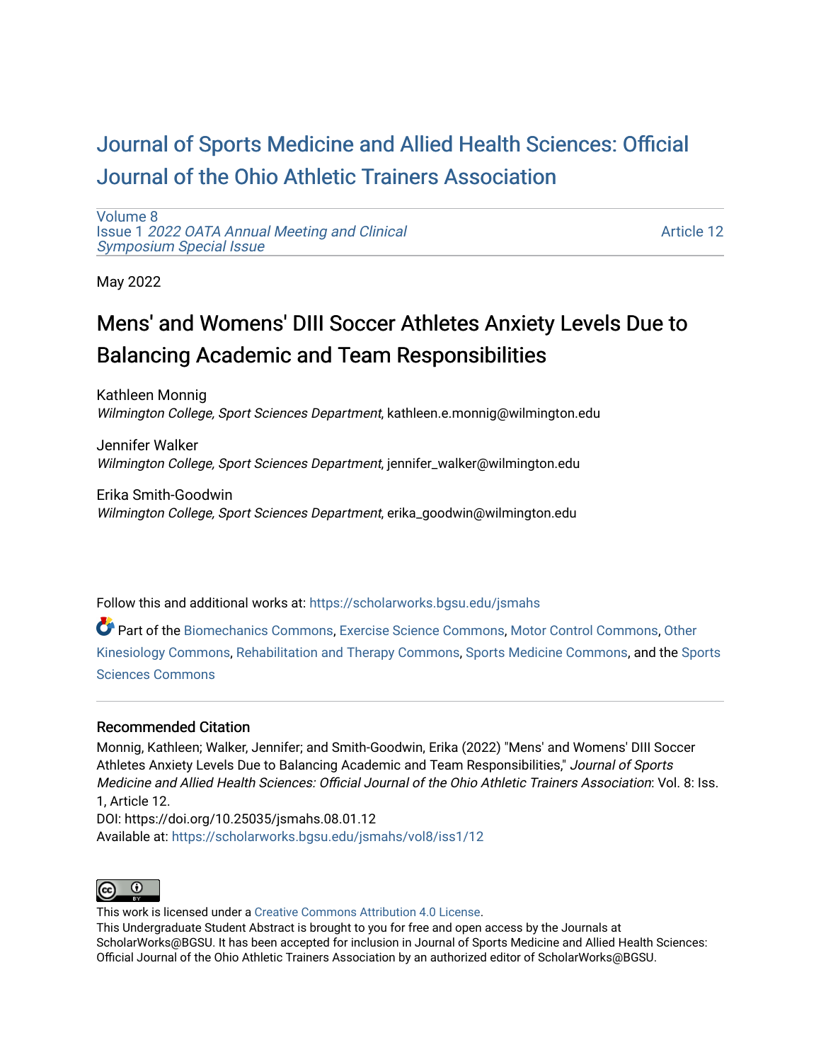# Journal of Sports Medicine and Allied Health Sciences: Official Journal of the Ohio Athletic Trainers Association

Volume 8
Issue 1 *2022 OATA Annual Meeting and Clinical Symposium Special Issue*

Article 12

May 2022

## Mens' and Womens' DIII Soccer Athletes Anxiety Levels Due to Balancing Academic and Team Responsibilities

Kathleen Monnig
*Wilmington College, Sport Sciences Department*, kathleen.e.monnig@wilmington.edu

Jennifer Walker
*Wilmington College, Sport Sciences Department*, jennifer_walker@wilmington.edu

Erika Smith-Goodwin
*Wilmington College, Sport Sciences Department*, erika_goodwin@wilmington.edu

Follow this and additional works at: https://scholarworks.bgsu.edu/jsmahs

Part of the Biomechanics Commons, Exercise Science Commons, Motor Control Commons, Other Kinesiology Commons, Rehabilitation and Therapy Commons, Sports Medicine Commons, and the Sports Sciences Commons

### Recommended Citation

Monnig, Kathleen; Walker, Jennifer; and Smith-Goodwin, Erika (2022) "Mens' and Womens' DIII Soccer Athletes Anxiety Levels Due to Balancing Academic and Team Responsibilities," *Journal of Sports Medicine and Allied Health Sciences: Official Journal of the Ohio Athletic Trainers Association*: Vol. 8: Iss. 1, Article 12.
DOI: https://doi.org/10.25035/jsmahs.08.01.12
Available at: https://scholarworks.bgsu.edu/jsmahs/vol8/iss1/12

This work is licensed under a Creative Commons Attribution 4.0 License.
This Undergraduate Student Abstract is brought to you for free and open access by the Journals at ScholarWorks@BGSU. It has been accepted for inclusion in Journal of Sports Medicine and Allied Health Sciences: Official Journal of the Ohio Athletic Trainers Association by an authorized editor of ScholarWorks@BGSU.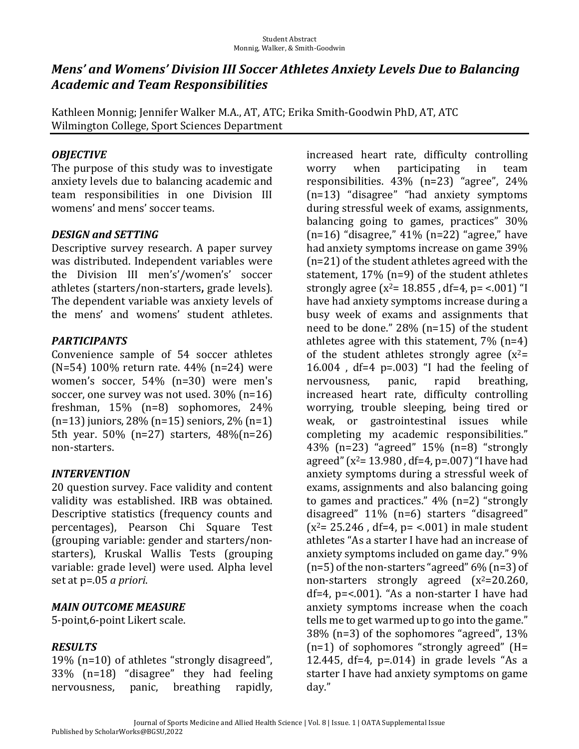# *Mens' and Womens' Division III Soccer Athletes Anxiety Levels Due to Balancing Academic and Team Responsibilities*

Kathleen Monnig; Jennifer Walker M.A., AT, ATC; Erika Smith-Goodwin PhD, AT, ATC
Wilmington College, Sport Sciences Department

### *OBJECTIVE*

The purpose of this study was to investigate anxiety levels due to balancing academic and team responsibilities in one Division III womens' and mens' soccer teams.

### *DESIGN and SETTING*

Descriptive survey research. A paper survey was distributed. Independent variables were the Division III men's'/women's' soccer athletes (starters/non-starters**,** grade levels). The dependent variable was anxiety levels of the mens' and womens' student athletes.

### *PARTICIPANTS*

Convenience sample of 54 soccer athletes (N=54) 100% return rate. 44% (n=24) were women's soccer, 54% (n=30) were men's soccer, one survey was not used. 30% (n=16) freshman, 15% (n=8) sophomores, 24% (n=13) juniors, 28% (n=15) seniors, 2% (n=1) 5th year. 50% (n=27) starters, 48%(n=26) non-starters.

### *INTERVENTION*

20 question survey. Face validity and content validity was established. IRB was obtained. Descriptive statistics (frequency counts and percentages), Pearson Chi Square Test (grouping variable: gender and starters/non-starters), Kruskal Wallis Tests (grouping variable: grade level) were used. Alpha level set at p=.05 *a priori*.

### *MAIN OUTCOME MEASURE*

5-point,6-point Likert scale.

### *RESULTS*

19% (n=10) of athletes "strongly disagreed", 33% (n=18) "disagree" they had feeling nervousness, panic, breathing rapidly, increased heart rate, difficulty controlling worry when participating in team responsibilities. 43% (n=23) "agree", 24% (n=13) "disagree" "had anxiety symptoms during stressful week of exams, assignments, balancing going to games, practices" 30% (n=16) "disagree," 41% (n=22) "agree," have had anxiety symptoms increase on game 39% (n=21) of the student athletes agreed with the statement, 17% (n=9) of the student athletes strongly agree ($x^2$= 18.855 , df=4, p= <.001) "I have had anxiety symptoms increase during a busy week of exams and assignments that need to be done." 28% (n=15) of the student athletes agree with this statement, 7% (n=4) of the student athletes strongly agree ($x^2$= 16.004 , df=4 p=.003) "I had the feeling of nervousness, panic, rapid breathing, increased heart rate, difficulty controlling worrying, trouble sleeping, being tired or weak, or gastrointestinal issues while completing my academic responsibilities." 43% (n=23) "agreed" 15% (n=8) "strongly agreed" ($x^2$= 13.980 , df=4, p=.007) "I have had anxiety symptoms during a stressful week of exams, assignments and also balancing going to games and practices." 4% (n=2) "strongly disagreed" 11% (n=6) starters "disagreed" ($x^2$= 25.246 , df=4, p= <.001) in male student athletes "As a starter I have had an increase of anxiety symptoms included on game day." 9% (n=5) of the non-starters "agreed" 6% (n=3) of non-starters strongly agreed ($x^2$=20.260, df=4, p=<.001). "As a non-starter I have had anxiety symptoms increase when the coach tells me to get warmed up to go into the game." 38% (n=3) of the sophomores "agreed", 13% (n=1) of sophomores "strongly agreed" (H= 12.445, df=4, p=.014) in grade levels "As a starter I have had anxiety symptoms on game day."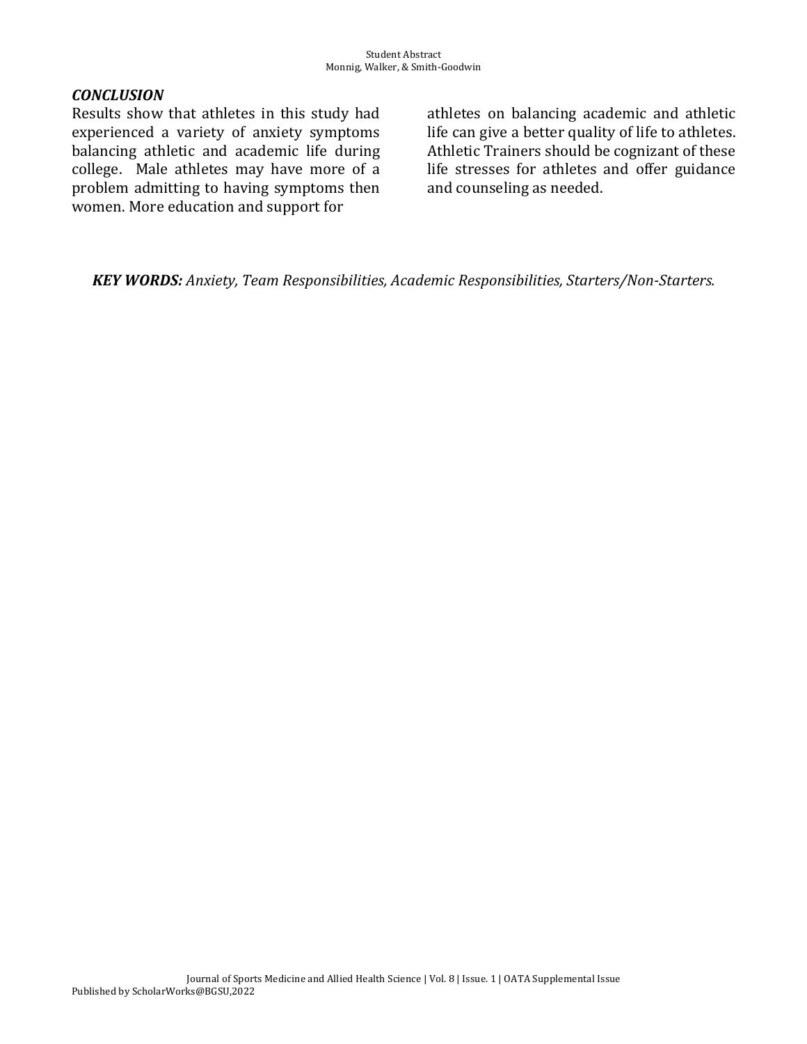### *CONCLUSION*

Results show that athletes in this study had experienced a variety of anxiety symptoms balancing athletic and academic life during college. Male athletes may have more of a problem admitting to having symptoms then women. More education and support for athletes on balancing academic and athletic life can give a better quality of life to athletes. Athletic Trainers should be cognizant of these life stresses for athletes and offer guidance and counseling as needed.

***KEY WORDS:*** *Anxiety, Team Responsibilities, Academic Responsibilities, Starters/Non-Starters.*